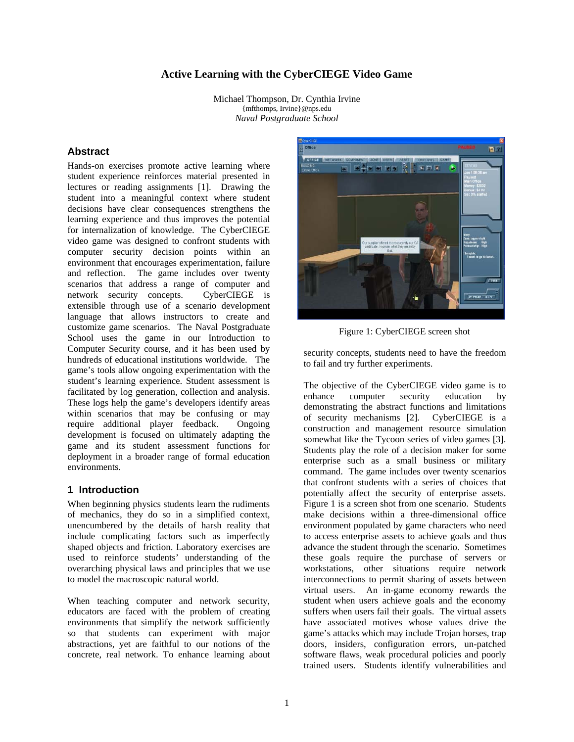# Active Learning with the CyberCIEGE Video Game

Michael Thompson, Dr. Cynthia Irvine
{mfthomps, Irvine}@nps.edu
*Naval Postgraduate School*

## Abstract

Hands-on exercises promote active learning where student experience reinforces material presented in lectures or reading assignments [1]. Drawing the student into a meaningful context where student decisions have clear consequences strengthens the learning experience and thus improves the potential for internalization of knowledge. The CyberCIEGE video game was designed to confront students with computer security decision points within an environment that encourages experimentation, failure and reflection. The game includes over twenty scenarios that address a range of computer and network security concepts. CyberCIEGE is extensible through use of a scenario development language that allows instructors to create and customize game scenarios. The Naval Postgraduate School uses the game in our Introduction to Computer Security course, and it has been used by hundreds of educational institutions worldwide. The game's tools allow ongoing experimentation with the student's learning experience. Student assessment is facilitated by log generation, collection and analysis. These logs help the game's developers identify areas within scenarios that may be confusing or may require additional player feedback. Ongoing development is focused on ultimately adapting the game and its student assessment functions for deployment in a broader range of formal education environments.

## 1 Introduction

When beginning physics students learn the rudiments of mechanics, they do so in a simplified context, unencumbered by the details of harsh reality that include complicating factors such as imperfectly shaped objects and friction. Laboratory exercises are used to reinforce students' understanding of the overarching physical laws and principles that we use to model the macroscopic natural world.

When teaching computer and network security, educators are faced with the problem of creating environments that simplify the network sufficiently so that students can experiment with major abstractions, yet are faithful to our notions of the concrete, real network. To enhance learning about security concepts, students need to have the freedom to fail and try further experiments.

Figure 1: CyberCIEGE screen shot

The objective of the CyberCIEGE video game is to enhance computer security education by demonstrating the abstract functions and limitations of security mechanisms [2]. CyberCIEGE is a construction and management resource simulation somewhat like the Tycoon series of video games [3]. Students play the role of a decision maker for some enterprise such as a small business or military command. The game includes over twenty scenarios that confront students with a series of choices that potentially affect the security of enterprise assets. Figure 1 is a screen shot from one scenario. Students make decisions within a three-dimensional office environment populated by game characters who need to access enterprise assets to achieve goals and thus advance the student through the scenario. Sometimes these goals require the purchase of servers or workstations, other situations require network interconnections to permit sharing of assets between virtual users. An in-game economy rewards the student when users achieve goals and the economy suffers when users fail their goals. The virtual assets have associated motives whose values drive the game's attacks which may include Trojan horses, trap doors, insiders, configuration errors, un-patched software flaws, weak procedural policies and poorly trained users. Students identify vulnerabilities and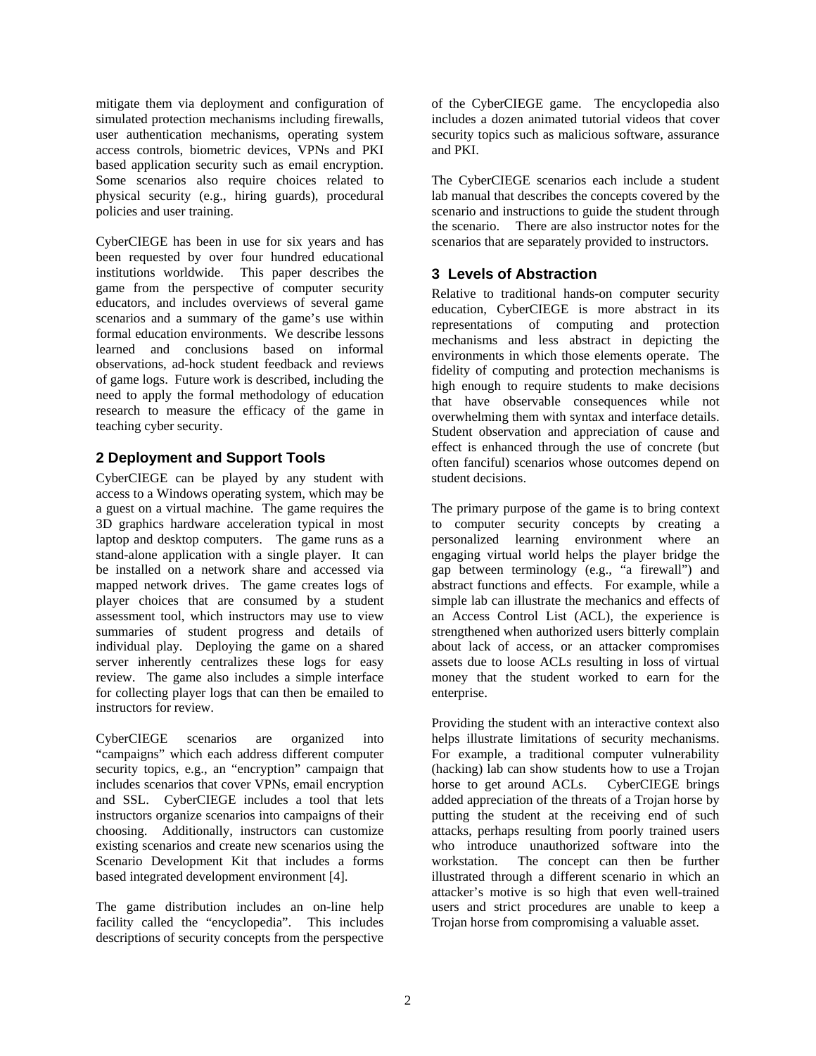mitigate them via deployment and configuration of simulated protection mechanisms including firewalls, user authentication mechanisms, operating system access controls, biometric devices, VPNs and PKI based application security such as email encryption. Some scenarios also require choices related to physical security (e.g., hiring guards), procedural policies and user training.

CyberCIEGE has been in use for six years and has been requested by over four hundred educational institutions worldwide. This paper describes the game from the perspective of computer security educators, and includes overviews of several game scenarios and a summary of the game's use within formal education environments. We describe lessons learned and conclusions based on informal observations, ad-hock student feedback and reviews of game logs. Future work is described, including the need to apply the formal methodology of education research to measure the efficacy of the game in teaching cyber security.

## 2 Deployment and Support Tools

CyberCIEGE can be played by any student with access to a Windows operating system, which may be a guest on a virtual machine. The game requires the 3D graphics hardware acceleration typical in most laptop and desktop computers. The game runs as a stand-alone application with a single player. It can be installed on a network share and accessed via mapped network drives. The game creates logs of player choices that are consumed by a student assessment tool, which instructors may use to view summaries of student progress and details of individual play. Deploying the game on a shared server inherently centralizes these logs for easy review. The game also includes a simple interface for collecting player logs that can then be emailed to instructors for review.

CyberCIEGE scenarios are organized into "campaigns" which each address different computer security topics, e.g., an "encryption" campaign that includes scenarios that cover VPNs, email encryption and SSL. CyberCIEGE includes a tool that lets instructors organize scenarios into campaigns of their choosing. Additionally, instructors can customize existing scenarios and create new scenarios using the Scenario Development Kit that includes a forms based integrated development environment [4].

The game distribution includes an on-line help facility called the "encyclopedia". This includes descriptions of security concepts from the perspective of the CyberCIEGE game. The encyclopedia also includes a dozen animated tutorial videos that cover security topics such as malicious software, assurance and PKI.

The CyberCIEGE scenarios each include a student lab manual that describes the concepts covered by the scenario and instructions to guide the student through the scenario. There are also instructor notes for the scenarios that are separately provided to instructors.

## 3 Levels of Abstraction

Relative to traditional hands-on computer security education, CyberCIEGE is more abstract in its representations of computing and protection mechanisms and less abstract in depicting the environments in which those elements operate. The fidelity of computing and protection mechanisms is high enough to require students to make decisions that have observable consequences while not overwhelming them with syntax and interface details. Student observation and appreciation of cause and effect is enhanced through the use of concrete (but often fanciful) scenarios whose outcomes depend on student decisions.

The primary purpose of the game is to bring context to computer security concepts by creating a personalized learning environment where an engaging virtual world helps the player bridge the gap between terminology (e.g., "a firewall") and abstract functions and effects. For example, while a simple lab can illustrate the mechanics and effects of an Access Control List (ACL), the experience is strengthened when authorized users bitterly complain about lack of access, or an attacker compromises assets due to loose ACLs resulting in loss of virtual money that the student worked to earn for the enterprise.

Providing the student with an interactive context also helps illustrate limitations of security mechanisms. For example, a traditional computer vulnerability (hacking) lab can show students how to use a Trojan horse to get around ACLs. CyberCIEGE brings added appreciation of the threats of a Trojan horse by putting the student at the receiving end of such attacks, perhaps resulting from poorly trained users who introduce unauthorized software into the workstation. The concept can then be further illustrated through a different scenario in which an attacker's motive is so high that even well-trained users and strict procedures are unable to keep a Trojan horse from compromising a valuable asset.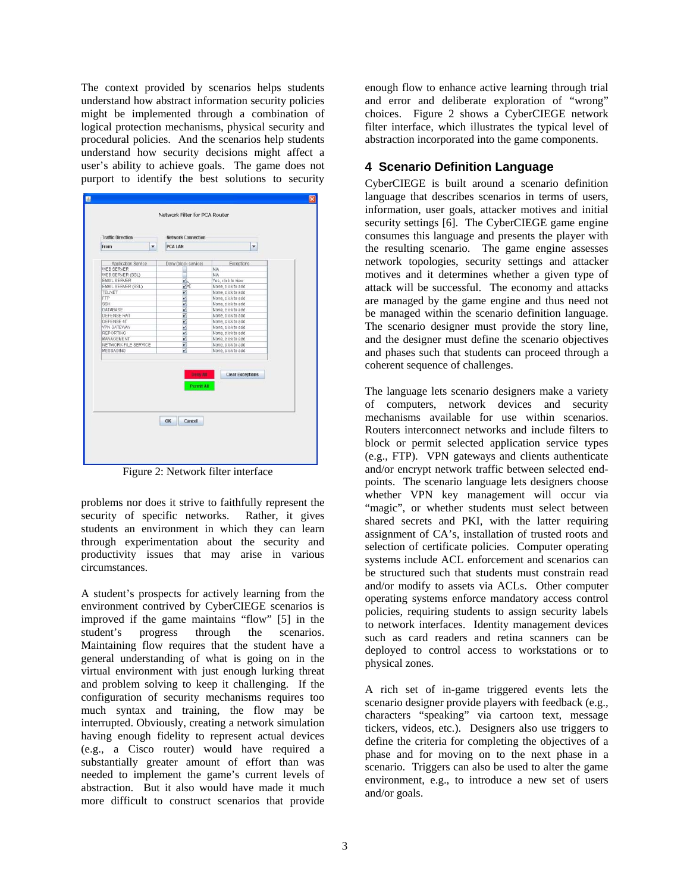The context provided by scenarios helps students understand how abstract information security policies might be implemented through a combination of logical protection mechanisms, physical security and procedural policies. And the scenarios help students understand how security decisions might affect a user's ability to achieve goals. The game does not purport to identify the best solutions to security problems nor does it strive to faithfully represent the security of specific networks. Rather, it gives students an environment in which they can learn through experimentation about the security and productivity issues that may arise in various circumstances.

Figure 2: Network filter interface

A student's prospects for actively learning from the environment contrived by CyberCIEGE scenarios is improved if the game maintains "flow" [5] in the student's progress through the scenarios. Maintaining flow requires that the student have a general understanding of what is going on in the virtual environment with just enough lurking threat and problem solving to keep it challenging. If the configuration of security mechanisms requires too much syntax and training, the flow may be interrupted. Obviously, creating a network simulation having enough fidelity to represent actual devices (e.g., a Cisco router) would have required a substantially greater amount of effort than was needed to implement the game's current levels of abstraction. But it also would have made it much more difficult to construct scenarios that provide enough flow to enhance active learning through trial and error and deliberate exploration of "wrong" choices. Figure 2 shows a CyberCIEGE network filter interface, which illustrates the typical level of abstraction incorporated into the game components.

## 4 Scenario Definition Language

CyberCIEGE is built around a scenario definition language that describes scenarios in terms of users, information, user goals, attacker motives and initial security settings [6]. The CyberCIEGE game engine consumes this language and presents the player with the resulting scenario. The game engine assesses network topologies, security settings and attacker motives and it determines whether a given type of attack will be successful. The economy and attacks are managed by the game engine and thus need not be managed within the scenario definition language. The scenario designer must provide the story line, and the designer must define the scenario objectives and phases such that students can proceed through a coherent sequence of challenges.

The language lets scenario designers make a variety of computers, network devices and security mechanisms available for use within scenarios. Routers interconnect networks and include filters to block or permit selected application service types (e.g., FTP). VPN gateways and clients authenticate and/or encrypt network traffic between selected end-points. The scenario language lets designers choose whether VPN key management will occur via "magic", or whether students must select between shared secrets and PKI, with the latter requiring assignment of CA's, installation of trusted roots and selection of certificate policies. Computer operating systems include ACL enforcement and scenarios can be structured such that students must constrain read and/or modify to assets via ACLs. Other computer operating systems enforce mandatory access control policies, requiring students to assign security labels to network interfaces. Identity management devices such as card readers and retina scanners can be deployed to control access to workstations or to physical zones.

A rich set of in-game triggered events lets the scenario designer provide players with feedback (e.g., characters "speaking" via cartoon text, message tickers, videos, etc.). Designers also use triggers to define the criteria for completing the objectives of a phase and for moving on to the next phase in a scenario. Triggers can also be used to alter the game environment, e.g., to introduce a new set of users and/or goals.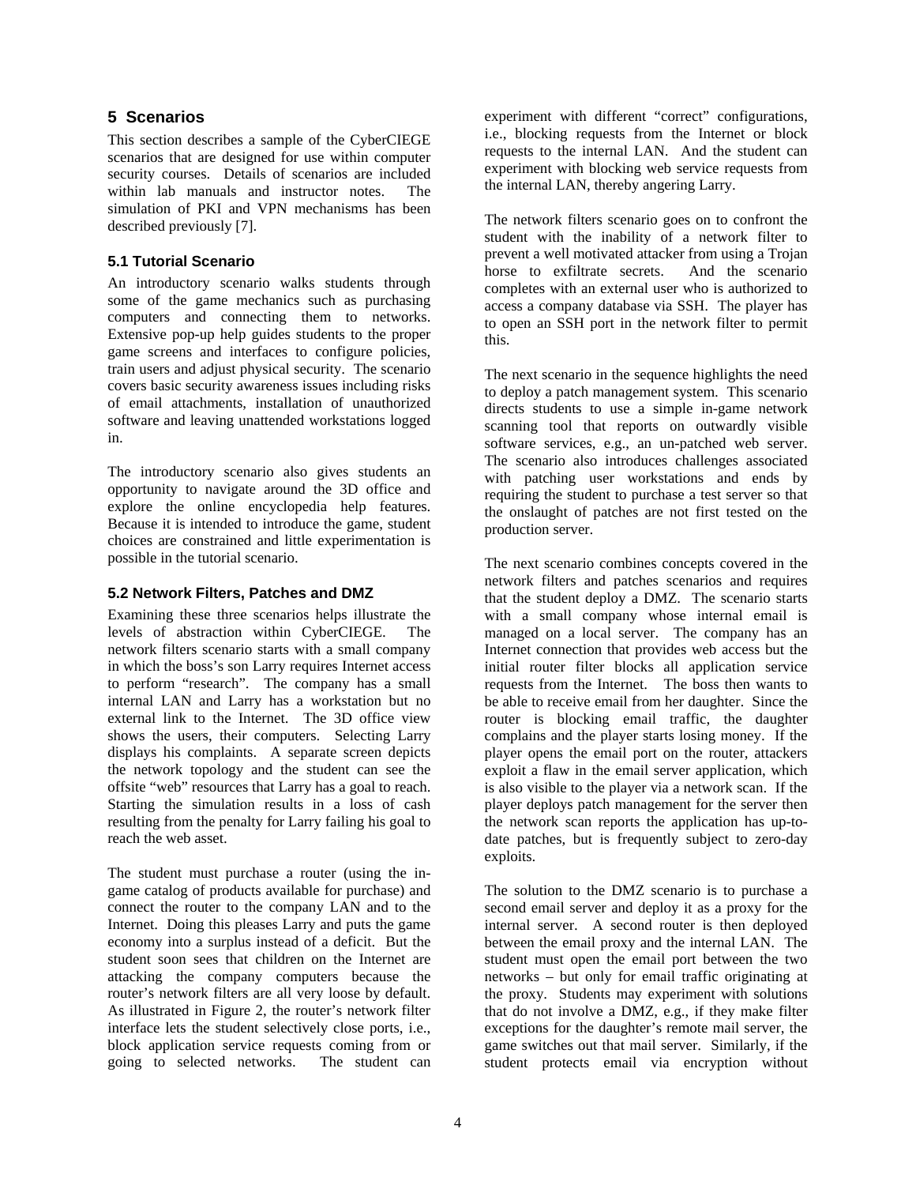## 5 Scenarios

This section describes a sample of the CyberCIEGE scenarios that are designed for use within computer security courses. Details of scenarios are included within lab manuals and instructor notes. The simulation of PKI and VPN mechanisms has been described previously [7].

### 5.1 Tutorial Scenario

An introductory scenario walks students through some of the game mechanics such as purchasing computers and connecting them to networks. Extensive pop-up help guides students to the proper game screens and interfaces to configure policies, train users and adjust physical security. The scenario covers basic security awareness issues including risks of email attachments, installation of unauthorized software and leaving unattended workstations logged in.

The introductory scenario also gives students an opportunity to navigate around the 3D office and explore the online encyclopedia help features. Because it is intended to introduce the game, student choices are constrained and little experimentation is possible in the tutorial scenario.

### 5.2 Network Filters, Patches and DMZ

Examining these three scenarios helps illustrate the levels of abstraction within CyberCIEGE. The network filters scenario starts with a small company in which the boss's son Larry requires Internet access to perform "research". The company has a small internal LAN and Larry has a workstation but no external link to the Internet. The 3D office view shows the users, their computers. Selecting Larry displays his complaints. A separate screen depicts the network topology and the student can see the offsite "web" resources that Larry has a goal to reach. Starting the simulation results in a loss of cash resulting from the penalty for Larry failing his goal to reach the web asset.

The student must purchase a router (using the in-game catalog of products available for purchase) and connect the router to the company LAN and to the Internet. Doing this pleases Larry and puts the game economy into a surplus instead of a deficit. But the student soon sees that children on the Internet are attacking the company computers because the router's network filters are all very loose by default. As illustrated in Figure 2, the router's network filter interface lets the student selectively close ports, i.e., block application service requests coming from or going to selected networks. The student can experiment with different "correct" configurations, i.e., blocking requests from the Internet or block requests to the internal LAN. And the student can experiment with blocking web service requests from the internal LAN, thereby angering Larry.

The network filters scenario goes on to confront the student with the inability of a network filter to prevent a well motivated attacker from using a Trojan horse to exfiltrate secrets. And the scenario completes with an external user who is authorized to access a company database via SSH. The player has to open an SSH port in the network filter to permit this.

The next scenario in the sequence highlights the need to deploy a patch management system. This scenario directs students to use a simple in-game network scanning tool that reports on outwardly visible software services, e.g., an un-patched web server. The scenario also introduces challenges associated with patching user workstations and ends by requiring the student to purchase a test server so that the onslaught of patches are not first tested on the production server.

The next scenario combines concepts covered in the network filters and patches scenarios and requires that the student deploy a DMZ. The scenario starts with a small company whose internal email is managed on a local server. The company has an Internet connection that provides web access but the initial router filter blocks all application service requests from the Internet. The boss then wants to be able to receive email from her daughter. Since the router is blocking email traffic, the daughter complains and the player starts losing money. If the player opens the email port on the router, attackers exploit a flaw in the email server application, which is also visible to the player via a network scan. If the player deploys patch management for the server then the network scan reports the application has up-to-date patches, but is frequently subject to zero-day exploits.

The solution to the DMZ scenario is to purchase a second email server and deploy it as a proxy for the internal server. A second router is then deployed between the email proxy and the internal LAN. The student must open the email port between the two networks – but only for email traffic originating at the proxy. Students may experiment with solutions that do not involve a DMZ, e.g., if they make filter exceptions for the daughter's remote mail server, the game switches out that mail server. Similarly, if the student protects email via encryption without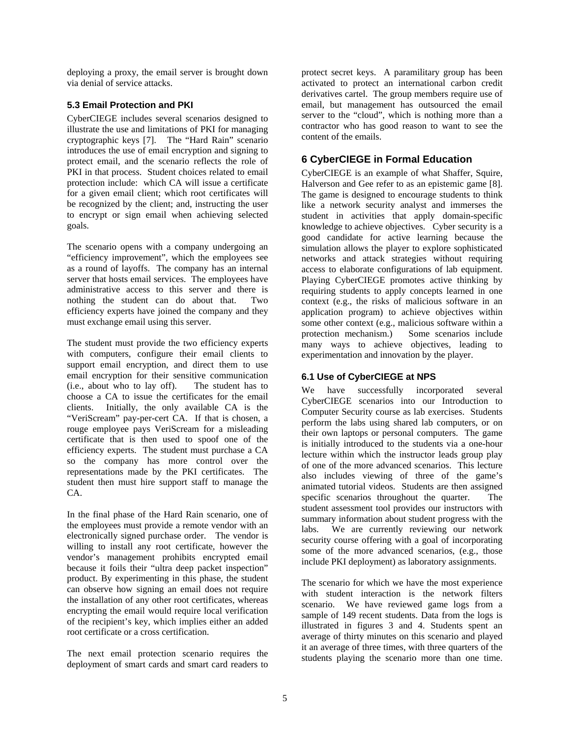deploying a proxy, the email server is brought down via denial of service attacks.

### 5.3 Email Protection and PKI

CyberCIEGE includes several scenarios designed to illustrate the use and limitations of PKI for managing cryptographic keys [7]. The "Hard Rain" scenario introduces the use of email encryption and signing to protect email, and the scenario reflects the role of PKI in that process. Student choices related to email protection include: which CA will issue a certificate for a given email client; which root certificates will be recognized by the client; and, instructing the user to encrypt or sign email when achieving selected goals.

The scenario opens with a company undergoing an "efficiency improvement", which the employees see as a round of layoffs. The company has an internal server that hosts email services. The employees have administrative access to this server and there is nothing the student can do about that. Two efficiency experts have joined the company and they must exchange email using this server.

The student must provide the two efficiency experts with computers, configure their email clients to support email encryption, and direct them to use email encryption for their sensitive communication (i.e., about who to lay off). The student has to choose a CA to issue the certificates for the email clients. Initially, the only available CA is the "VeriScream" pay-per-cert CA. If that is chosen, a rouge employee pays VeriScream for a misleading certificate that is then used to spoof one of the efficiency experts. The student must purchase a CA so the company has more control over the representations made by the PKI certificates. The student then must hire support staff to manage the CA.

In the final phase of the Hard Rain scenario, one of the employees must provide a remote vendor with an electronically signed purchase order. The vendor is willing to install any root certificate, however the vendor's management prohibits encrypted email because it foils their "ultra deep packet inspection" product. By experimenting in this phase, the student can observe how signing an email does not require the installation of any other root certificates, whereas encrypting the email would require local verification of the recipient's key, which implies either an added root certificate or a cross certification.

The next email protection scenario requires the deployment of smart cards and smart card readers to protect secret keys. A paramilitary group has been activated to protect an international carbon credit derivatives cartel. The group members require use of email, but management has outsourced the email server to the "cloud", which is nothing more than a contractor who has good reason to want to see the content of the emails.

## 6 CyberCIEGE in Formal Education

CyberCIEGE is an example of what Shaffer, Squire, Halverson and Gee refer to as an epistemic game [8]. The game is designed to encourage students to think like a network security analyst and immerses the student in activities that apply domain-specific knowledge to achieve objectives. Cyber security is a good candidate for active learning because the simulation allows the player to explore sophisticated networks and attack strategies without requiring access to elaborate configurations of lab equipment. Playing CyberCIEGE promotes active thinking by requiring students to apply concepts learned in one context (e.g., the risks of malicious software in an application program) to achieve objectives within some other context (e.g., malicious software within a protection mechanism.) Some scenarios include many ways to achieve objectives, leading to experimentation and innovation by the player.

### 6.1 Use of CyberCIEGE at NPS

We have successfully incorporated several CyberCIEGE scenarios into our Introduction to Computer Security course as lab exercises. Students perform the labs using shared lab computers, or on their own laptops or personal computers. The game is initially introduced to the students via a one-hour lecture within which the instructor leads group play of one of the more advanced scenarios. This lecture also includes viewing of three of the game's animated tutorial videos. Students are then assigned specific scenarios throughout the quarter. The student assessment tool provides our instructors with summary information about student progress with the labs. We are currently reviewing our network security course offering with a goal of incorporating some of the more advanced scenarios, (e.g., those include PKI deployment) as laboratory assignments.

The scenario for which we have the most experience with student interaction is the network filters scenario. We have reviewed game logs from a sample of 149 recent students. Data from the logs is illustrated in figures 3 and 4. Students spent an average of thirty minutes on this scenario and played it an average of three times, with three quarters of the students playing the scenario more than one time.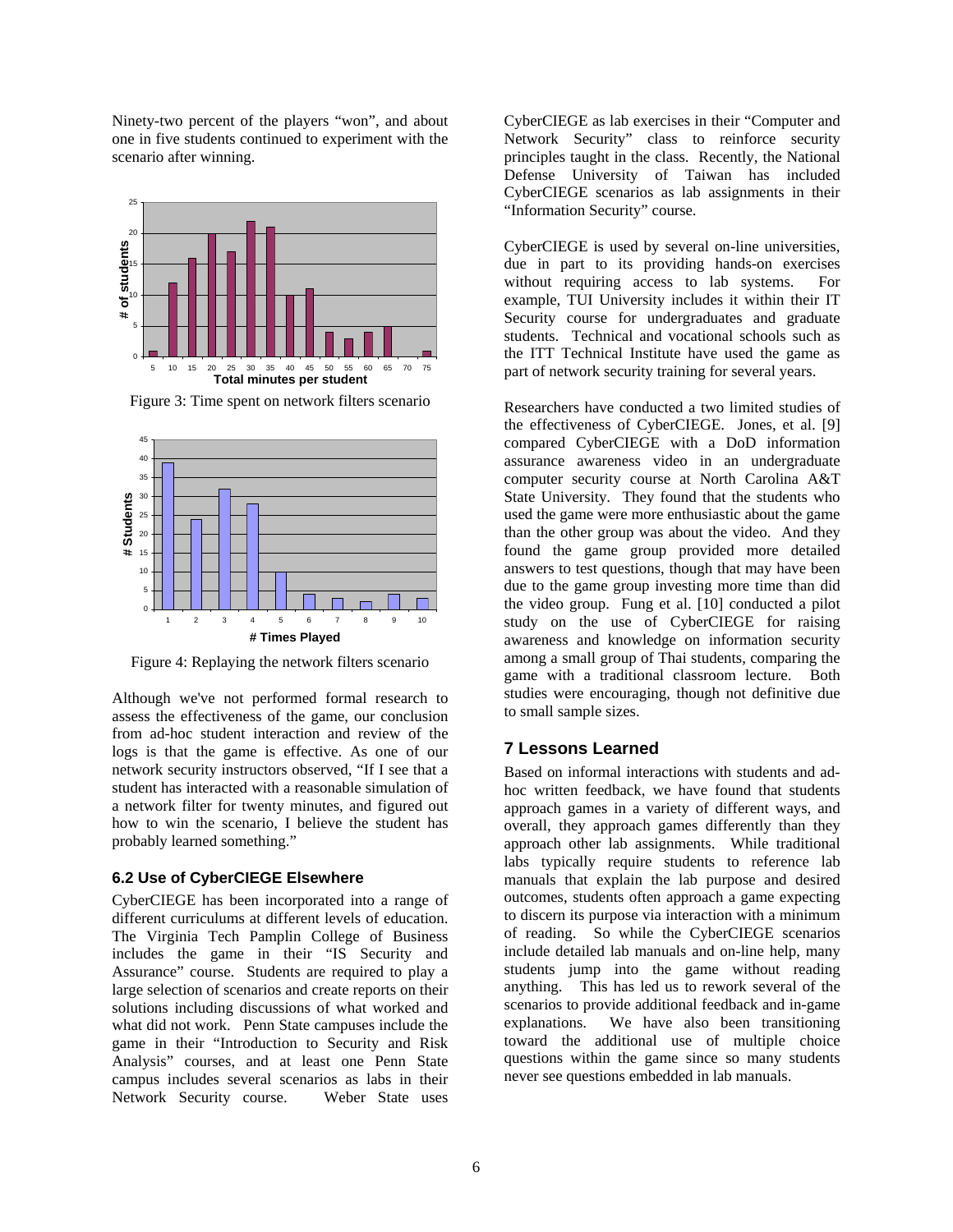Ninety-two percent of the players "won", and about one in five students continued to experiment with the scenario after winning.

Figure 3: Time spent on network filters scenario

Figure 4: Replaying the network filters scenario

Although we've not performed formal research to assess the effectiveness of the game, our conclusion from ad-hoc student interaction and review of the logs is that the game is effective. As one of our network security instructors observed, "If I see that a student has interacted with a reasonable simulation of a network filter for twenty minutes, and figured out how to win the scenario, I believe the student has probably learned something."

### 6.2 Use of CyberCIEGE Elsewhere

CyberCIEGE has been incorporated into a range of different curriculums at different levels of education. The Virginia Tech Pamplin College of Business includes the game in their "IS Security and Assurance" course. Students are required to play a large selection of scenarios and create reports on their solutions including discussions of what worked and what did not work. Penn State campuses include the game in their "Introduction to Security and Risk Analysis" courses, and at least one Penn State campus includes several scenarios as labs in their Network Security course. Weber State uses CyberCIEGE as lab exercises in their "Computer and Network Security" class to reinforce security principles taught in the class. Recently, the National Defense University of Taiwan has included CyberCIEGE scenarios as lab assignments in their "Information Security" course.

CyberCIEGE is used by several on-line universities, due in part to its providing hands-on exercises without requiring access to lab systems. For example, TUI University includes it within their IT Security course for undergraduates and graduate students. Technical and vocational schools such as the ITT Technical Institute have used the game as part of network security training for several years.

Researchers have conducted a two limited studies of the effectiveness of CyberCIEGE. Jones, et al. [9] compared CyberCIEGE with a DoD information assurance awareness video in an undergraduate computer security course at North Carolina A&T State University. They found that the students who used the game were more enthusiastic about the game than the other group was about the video. And they found the game group provided more detailed answers to test questions, though that may have been due to the game group investing more time than did the video group. Fung et al. [10] conducted a pilot study on the use of CyberCIEGE for raising awareness and knowledge on information security among a small group of Thai students, comparing the game with a traditional classroom lecture. Both studies were encouraging, though not definitive due to small sample sizes.

## 7 Lessons Learned

Based on informal interactions with students and ad-hoc written feedback, we have found that students approach games in a variety of different ways, and overall, they approach games differently than they approach other lab assignments. While traditional labs typically require students to reference lab manuals that explain the lab purpose and desired outcomes, students often approach a game expecting to discern its purpose via interaction with a minimum of reading. So while the CyberCIEGE scenarios include detailed lab manuals and on-line help, many students jump into the game without reading anything. This has led us to rework several of the scenarios to provide additional feedback and in-game explanations. We have also been transitioning toward the additional use of multiple choice questions within the game since so many students never see questions embedded in lab manuals.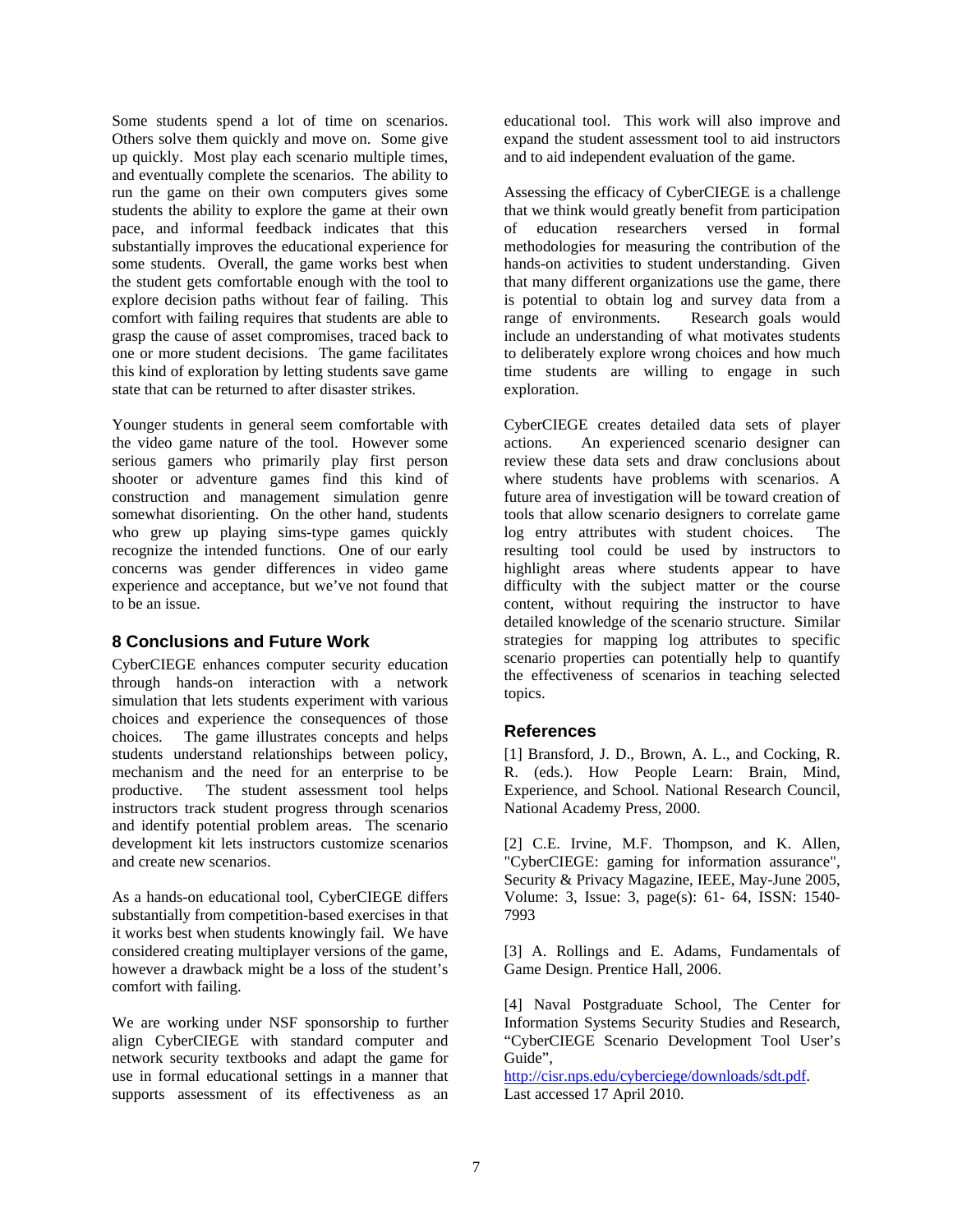Some students spend a lot of time on scenarios. Others solve them quickly and move on. Some give up quickly. Most play each scenario multiple times, and eventually complete the scenarios. The ability to run the game on their own computers gives some students the ability to explore the game at their own pace, and informal feedback indicates that this substantially improves the educational experience for some students. Overall, the game works best when the student gets comfortable enough with the tool to explore decision paths without fear of failing. This comfort with failing requires that students are able to grasp the cause of asset compromises, traced back to one or more student decisions. The game facilitates this kind of exploration by letting students save game state that can be returned to after disaster strikes.

Younger students in general seem comfortable with the video game nature of the tool. However some serious gamers who primarily play first person shooter or adventure games find this kind of construction and management simulation genre somewhat disorienting. On the other hand, students who grew up playing sims-type games quickly recognize the intended functions. One of our early concerns was gender differences in video game experience and acceptance, but we've not found that to be an issue.

## 8 Conclusions and Future Work

CyberCIEGE enhances computer security education through hands-on interaction with a network simulation that lets students experiment with various choices and experience the consequences of those choices. The game illustrates concepts and helps students understand relationships between policy, mechanism and the need for an enterprise to be productive. The student assessment tool helps instructors track student progress through scenarios and identify potential problem areas. The scenario development kit lets instructors customize scenarios and create new scenarios.

As a hands-on educational tool, CyberCIEGE differs substantially from competition-based exercises in that it works best when students knowingly fail. We have considered creating multiplayer versions of the game, however a drawback might be a loss of the student's comfort with failing.

We are working under NSF sponsorship to further align CyberCIEGE with standard computer and network security textbooks and adapt the game for use in formal educational settings in a manner that supports assessment of its effectiveness as an educational tool. This work will also improve and expand the student assessment tool to aid instructors and to aid independent evaluation of the game.

Assessing the efficacy of CyberCIEGE is a challenge that we think would greatly benefit from participation of education researchers versed in formal methodologies for measuring the contribution of the hands-on activities to student understanding. Given that many different organizations use the game, there is potential to obtain log and survey data from a range of environments. Research goals would include an understanding of what motivates students to deliberately explore wrong choices and how much time students are willing to engage in such exploration.

CyberCIEGE creates detailed data sets of player actions. An experienced scenario designer can review these data sets and draw conclusions about where students have problems with scenarios. A future area of investigation will be toward creation of tools that allow scenario designers to correlate game log entry attributes with student choices. The resulting tool could be used by instructors to highlight areas where students appear to have difficulty with the subject matter or the course content, without requiring the instructor to have detailed knowledge of the scenario structure. Similar strategies for mapping log attributes to specific scenario properties can potentially help to quantify the effectiveness of scenarios in teaching selected topics.

## References

[1] Bransford, J. D., Brown, A. L., and Cocking, R. R. (eds.). How People Learn: Brain, Mind, Experience, and School. National Research Council, National Academy Press, 2000.

[2] C.E. Irvine, M.F. Thompson, and K. Allen, "CyberCIEGE: gaming for information assurance", Security & Privacy Magazine, IEEE, May-June 2005, Volume: 3, Issue: 3, page(s): 61- 64, ISSN: 1540-7993

[3] A. Rollings and E. Adams, Fundamentals of Game Design. Prentice Hall, 2006.

[4] Naval Postgraduate School, The Center for Information Systems Security Studies and Research, "CyberCIEGE Scenario Development Tool User's Guide", http://cisr.nps.edu/cyberciege/downloads/sdt.pdf. Last accessed 17 April 2010.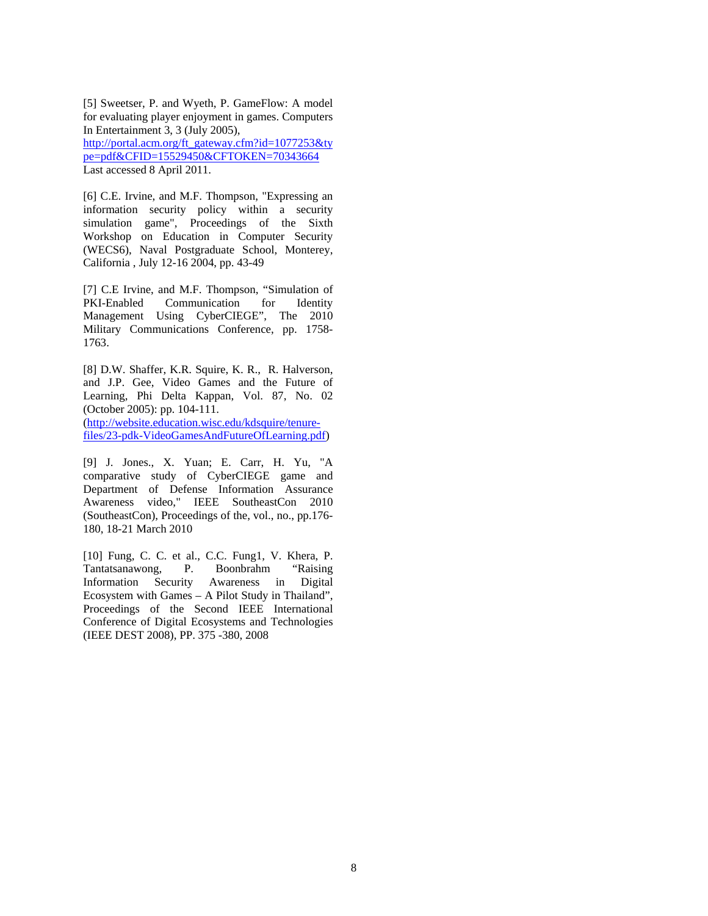[5] Sweetser, P. and Wyeth, P. GameFlow: A model for evaluating player enjoyment in games. Computers In Entertainment 3, 3 (July 2005), http://portal.acm.org/ft_gateway.cfm?id=1077253&type=pdf&CFID=15529450&CFTOKEN=70343664 Last accessed 8 April 2011.

[6] C.E. Irvine, and M.F. Thompson, "Expressing an information security policy within a security simulation game", Proceedings of the Sixth Workshop on Education in Computer Security (WECS6), Naval Postgraduate School, Monterey, California , July 12-16 2004, pp. 43-49

[7] C.E Irvine, and M.F. Thompson, "Simulation of PKI-Enabled Communication for Identity Management Using CyberCIEGE", The 2010 Military Communications Conference, pp. 1758-1763.

[8] D.W. Shaffer, K.R. Squire, K. R., R. Halverson, and J.P. Gee, Video Games and the Future of Learning, Phi Delta Kappan, Vol. 87, No. 02 (October 2005): pp. 104-111. (http://website.education.wisc.edu/kdsquire/tenure-files/23-pdk-VideoGamesAndFutureOfLearning.pdf)

[9] J. Jones., X. Yuan; E. Carr, H. Yu, "A comparative study of CyberCIEGE game and Department of Defense Information Assurance Awareness video," IEEE SoutheastCon 2010 (SoutheastCon), Proceedings of the, vol., no., pp.176-180, 18-21 March 2010

[10] Fung, C. C. et al., C.C. Fung1, V. Khera, P. Tantatsanawong, P. Boonbrahm "Raising Information Security Awareness in Digital Ecosystem with Games – A Pilot Study in Thailand", Proceedings of the Second IEEE International Conference of Digital Ecosystems and Technologies (IEEE DEST 2008), PP. 375 -380, 2008